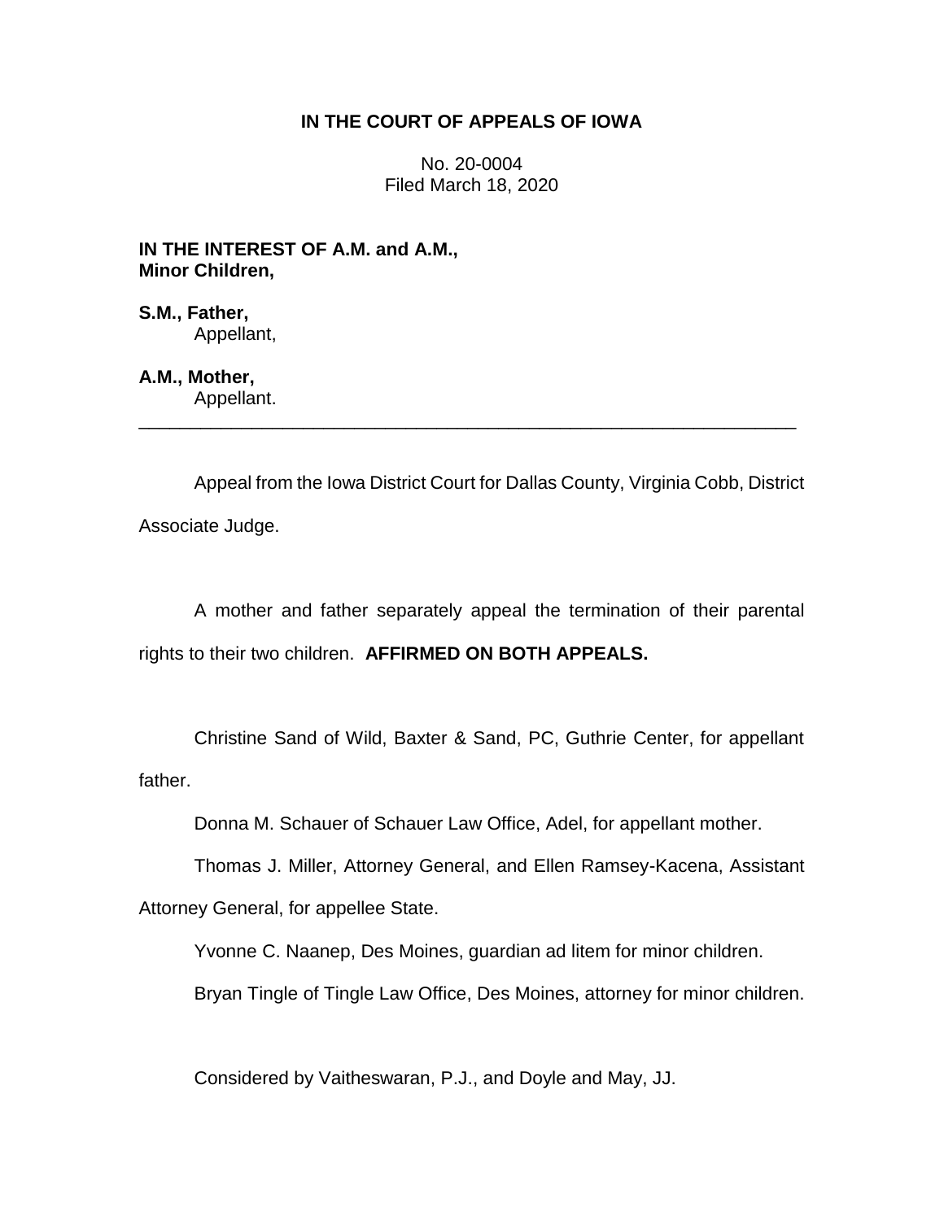**IN THE COURT OF APPEALS OF IOWA**

No. 20-0004
Filed March 18, 2020

**IN THE INTEREST OF A.M. and A.M., Minor Children,**

**S.M., Father,**
Appellant,

**A.M., Mother,**
Appellant.

---

Appeal from the Iowa District Court for Dallas County, Virginia Cobb, District Associate Judge.

A mother and father separately appeal the termination of their parental rights to their two children. **AFFIRMED ON BOTH APPEALS.**

Christine Sand of Wild, Baxter & Sand, PC, Guthrie Center, for appellant father.

Donna M. Schauer of Schauer Law Office, Adel, for appellant mother.

Thomas J. Miller, Attorney General, and Ellen Ramsey-Kacena, Assistant Attorney General, for appellee State.

Yvonne C. Naanep, Des Moines, guardian ad litem for minor children.

Bryan Tingle of Tingle Law Office, Des Moines, attorney for minor children.

Considered by Vaitheswaran, P.J., and Doyle and May, JJ.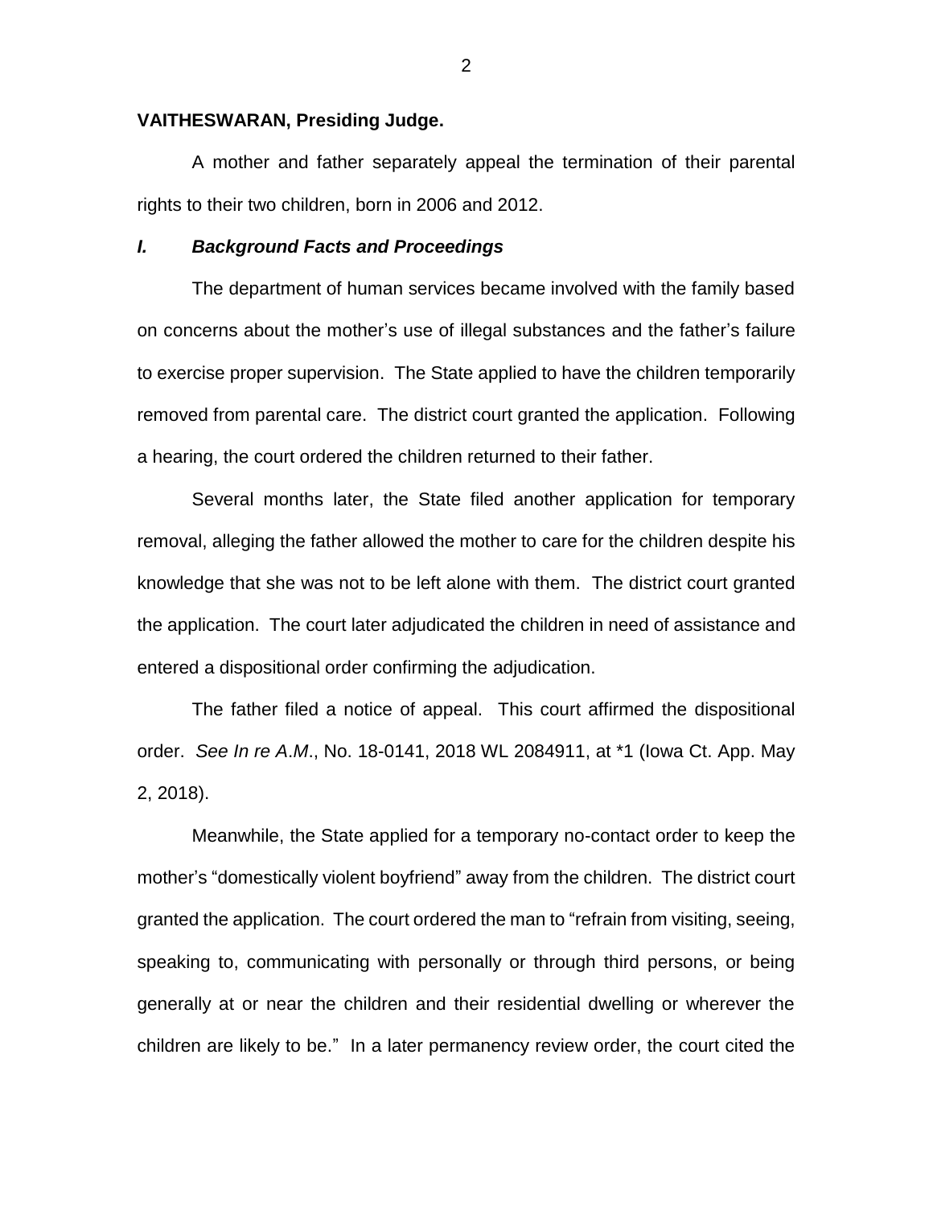**VAITHESWARAN, Presiding Judge.**

A mother and father separately appeal the termination of their parental rights to their two children, born in 2006 and 2012.

### *I. Background Facts and Proceedings*

The department of human services became involved with the family based on concerns about the mother's use of illegal substances and the father's failure to exercise proper supervision. The State applied to have the children temporarily removed from parental care. The district court granted the application. Following a hearing, the court ordered the children returned to their father.

Several months later, the State filed another application for temporary removal, alleging the father allowed the mother to care for the children despite his knowledge that she was not to be left alone with them. The district court granted the application. The court later adjudicated the children in need of assistance and entered a dispositional order confirming the adjudication.

The father filed a notice of appeal. This court affirmed the dispositional order. *See In re A.M*., No. 18-0141, 2018 WL 2084911, at *1 (Iowa Ct. App. May 2, 2018).

Meanwhile, the State applied for a temporary no-contact order to keep the mother's "domestically violent boyfriend" away from the children. The district court granted the application. The court ordered the man to "refrain from visiting, seeing, speaking to, communicating with personally or through third persons, or being generally at or near the children and their residential dwelling or wherever the children are likely to be." In a later permanency review order, the court cited the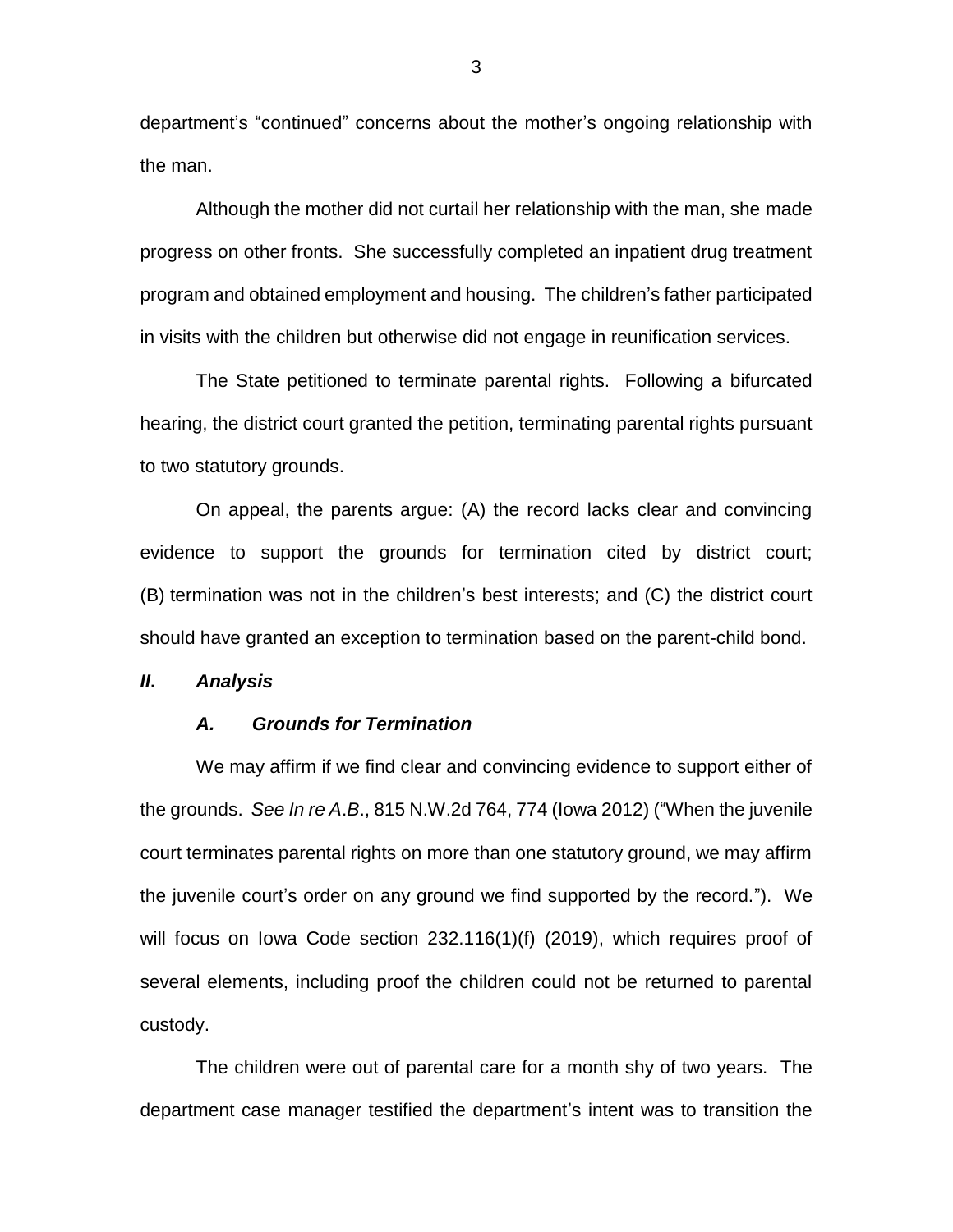department's "continued" concerns about the mother's ongoing relationship with the man.

Although the mother did not curtail her relationship with the man, she made progress on other fronts. She successfully completed an inpatient drug treatment program and obtained employment and housing. The children's father participated in visits with the children but otherwise did not engage in reunification services.

The State petitioned to terminate parental rights. Following a bifurcated hearing, the district court granted the petition, terminating parental rights pursuant to two statutory grounds.

On appeal, the parents argue: (A) the record lacks clear and convincing evidence to support the grounds for termination cited by district court; (B) termination was not in the children's best interests; and (C) the district court should have granted an exception to termination based on the parent-child bond.

## *II. Analysis*

### *A. Grounds for Termination*

We may affirm if we find clear and convincing evidence to support either of the grounds. *See In re A.B.*, 815 N.W.2d 764, 774 (Iowa 2012) ("When the juvenile court terminates parental rights on more than one statutory ground, we may affirm the juvenile court's order on any ground we find supported by the record."). We will focus on Iowa Code section 232.116(1)(f) (2019), which requires proof of several elements, including proof the children could not be returned to parental custody.

The children were out of parental care for a month shy of two years. The department case manager testified the department's intent was to transition the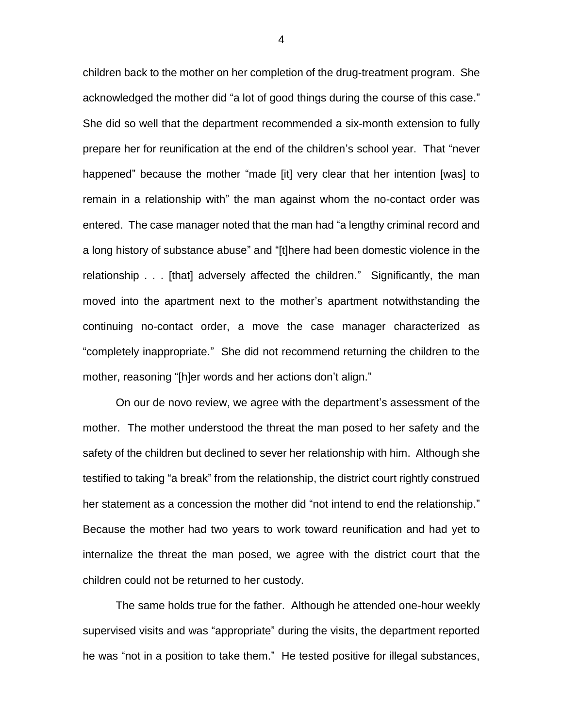children back to the mother on her completion of the drug-treatment program. She acknowledged the mother did "a lot of good things during the course of this case." She did so well that the department recommended a six-month extension to fully prepare her for reunification at the end of the children's school year. That "never happened" because the mother "made [it] very clear that her intention [was] to remain in a relationship with" the man against whom the no-contact order was entered. The case manager noted that the man had "a lengthy criminal record and a long history of substance abuse" and "[t]here had been domestic violence in the relationship . . . [that] adversely affected the children." Significantly, the man moved into the apartment next to the mother's apartment notwithstanding the continuing no-contact order, a move the case manager characterized as "completely inappropriate." She did not recommend returning the children to the mother, reasoning "[h]er words and her actions don't align."

On our de novo review, we agree with the department's assessment of the mother. The mother understood the threat the man posed to her safety and the safety of the children but declined to sever her relationship with him. Although she testified to taking "a break" from the relationship, the district court rightly construed her statement as a concession the mother did "not intend to end the relationship." Because the mother had two years to work toward reunification and had yet to internalize the threat the man posed, we agree with the district court that the children could not be returned to her custody.

The same holds true for the father. Although he attended one-hour weekly supervised visits and was "appropriate" during the visits, the department reported he was "not in a position to take them." He tested positive for illegal substances,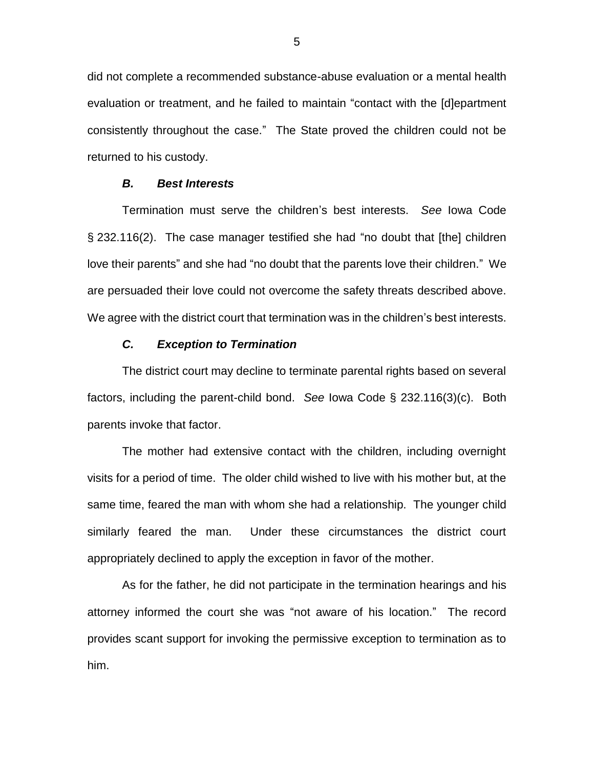did not complete a recommended substance-abuse evaluation or a mental health evaluation or treatment, and he failed to maintain "contact with the [d]epartment consistently throughout the case." The State proved the children could not be returned to his custody.

### *B. Best Interests*

Termination must serve the children's best interests. *See* Iowa Code § 232.116(2). The case manager testified she had "no doubt that [the] children love their parents" and she had "no doubt that the parents love their children." We are persuaded their love could not overcome the safety threats described above. We agree with the district court that termination was in the children's best interests.

### *C. Exception to Termination*

The district court may decline to terminate parental rights based on several factors, including the parent-child bond. *See* Iowa Code § 232.116(3)(c). Both parents invoke that factor.

The mother had extensive contact with the children, including overnight visits for a period of time. The older child wished to live with his mother but, at the same time, feared the man with whom she had a relationship. The younger child similarly feared the man. Under these circumstances the district court appropriately declined to apply the exception in favor of the mother.

As for the father, he did not participate in the termination hearings and his attorney informed the court she was "not aware of his location." The record provides scant support for invoking the permissive exception to termination as to him.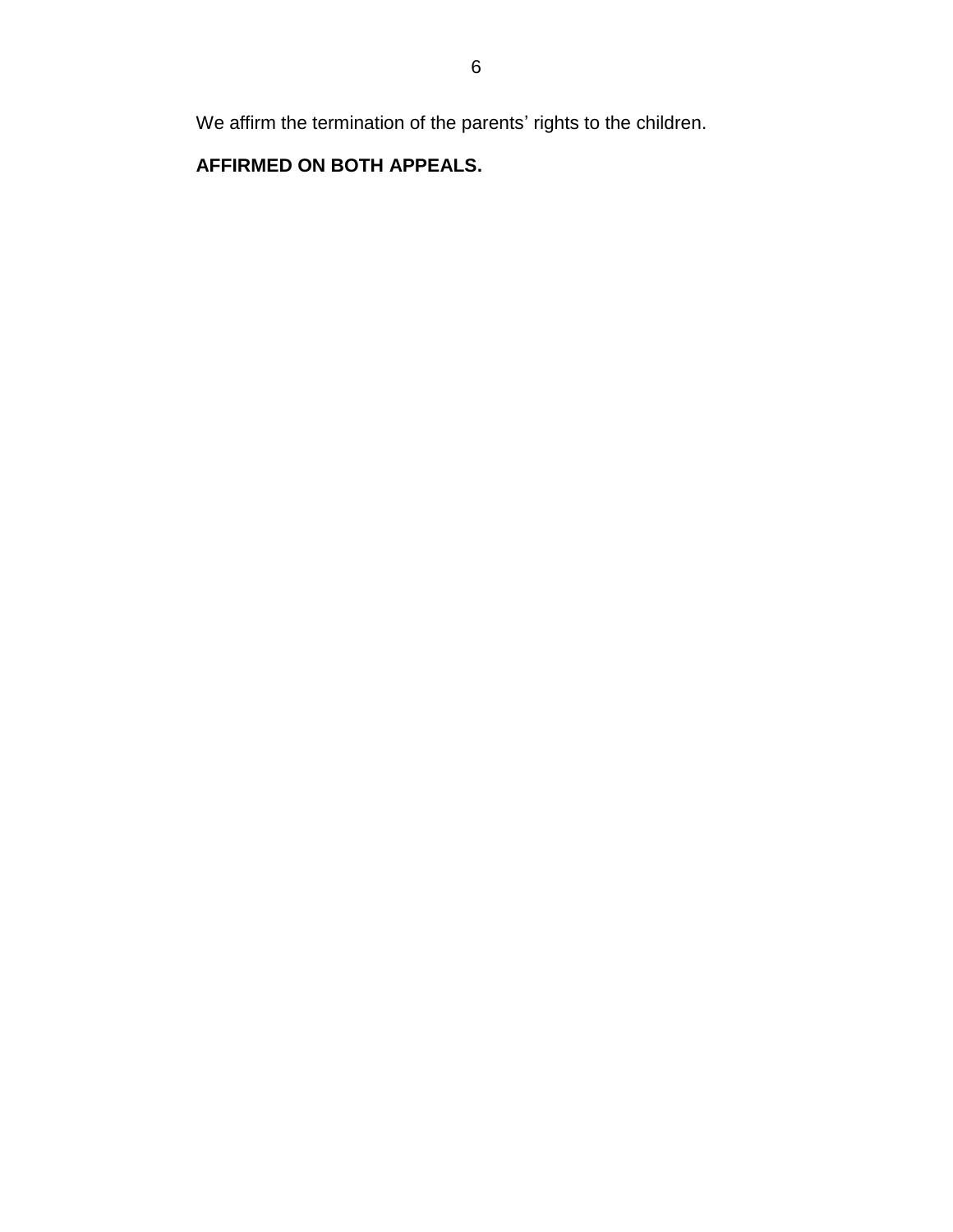We affirm the termination of the parents’ rights to the children.

**AFFIRMED ON BOTH APPEALS.**